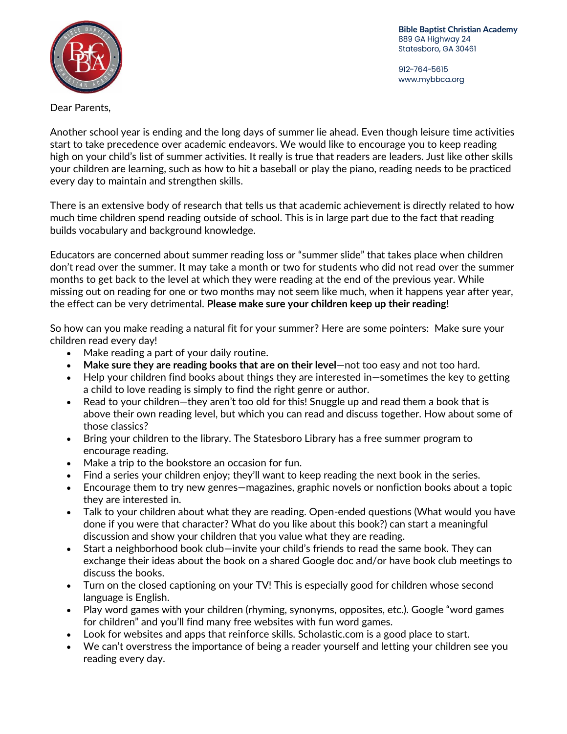**Bible Baptist Christian Academy**
889 GA Highway 24
Statesboro, GA 30461

912-764-5615
www.mybbca.org

Dear Parents,

Another school year is ending and the long days of summer lie ahead. Even though leisure time activities start to take precedence over academic endeavors. We would like to encourage you to keep reading high on your child's list of summer activities. It really is true that readers are leaders. Just like other skills your children are learning, such as how to hit a baseball or play the piano, reading needs to be practiced every day to maintain and strengthen skills.

There is an extensive body of research that tells us that academic achievement is directly related to how much time children spend reading outside of school. This is in large part due to the fact that reading builds vocabulary and background knowledge.

Educators are concerned about summer reading loss or "summer slide" that takes place when children don't read over the summer. It may take a month or two for students who did not read over the summer months to get back to the level at which they were reading at the end of the previous year. While missing out on reading for one or two months may not seem like much, when it happens year after year, the effect can be very detrimental. **Please make sure your children keep up their reading!**

So how can you make reading a natural fit for your summer? Here are some pointers: Make sure your children read every day!

- Make reading a part of your daily routine.
- **Make sure they are reading books that are on their level**—not too easy and not too hard.
- Help your children find books about things they are interested in—sometimes the key to getting a child to love reading is simply to find the right genre or author.
- Read to your children—they aren't too old for this! Snuggle up and read them a book that is above their own reading level, but which you can read and discuss together. How about some of those classics?
- Bring your children to the library. The Statesboro Library has a free summer program to encourage reading.
- Make a trip to the bookstore an occasion for fun.
- Find a series your children enjoy; they'll want to keep reading the next book in the series.
- Encourage them to try new genres—magazines, graphic novels or nonfiction books about a topic they are interested in.
- Talk to your children about what they are reading. Open-ended questions (What would you have done if you were that character? What do you like about this book?) can start a meaningful discussion and show your children that you value what they are reading.
- Start a neighborhood book club—invite your child's friends to read the same book. They can exchange their ideas about the book on a shared Google doc and/or have book club meetings to discuss the books.
- Turn on the closed captioning on your TV! This is especially good for children whose second language is English.
- Play word games with your children (rhyming, synonyms, opposites, etc.). Google "word games for children" and you'll find many free websites with fun word games.
- Look for websites and apps that reinforce skills. Scholastic.com is a good place to start.
- We can't overstress the importance of being a reader yourself and letting your children see you reading every day.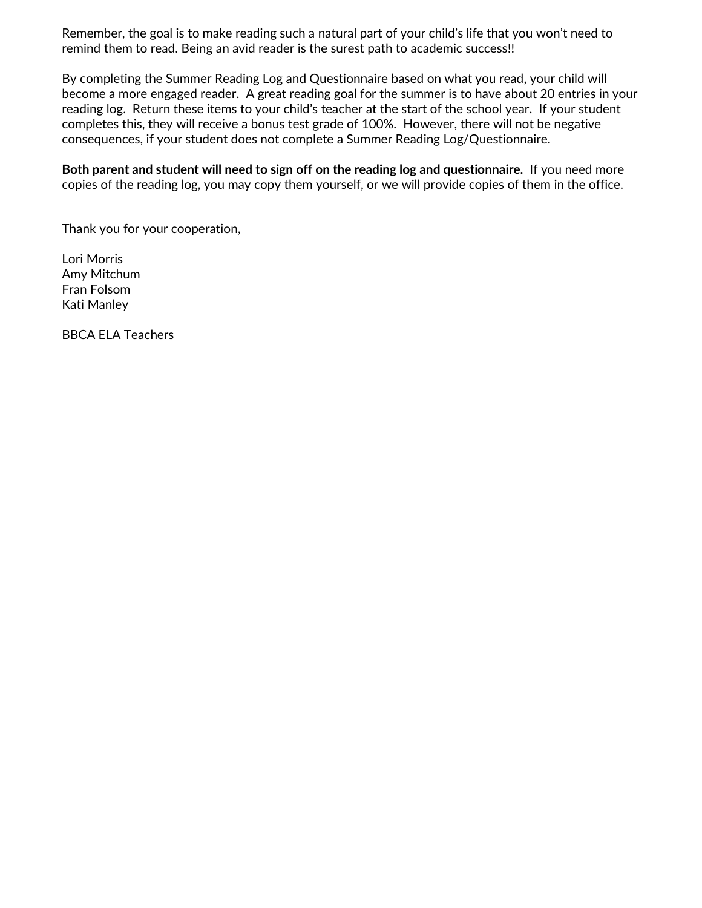Remember, the goal is to make reading such a natural part of your child's life that you won't need to remind them to read. Being an avid reader is the surest path to academic success!!

By completing the Summer Reading Log and Questionnaire based on what you read, your child will become a more engaged reader. A great reading goal for the summer is to have about 20 entries in your reading log. Return these items to your child's teacher at the start of the school year. If your student completes this, they will receive a bonus test grade of 100%. However, there will not be negative consequences, if your student does not complete a Summer Reading Log/Questionnaire.

**Both parent and student will need to sign off on the reading log and questionnaire.** If you need more copies of the reading log, you may copy them yourself, or we will provide copies of them in the office.

Thank you for your cooperation,

Lori Morris  
Amy Mitchum  
Fran Folsom  
Kati Manley

BBCA ELA Teachers